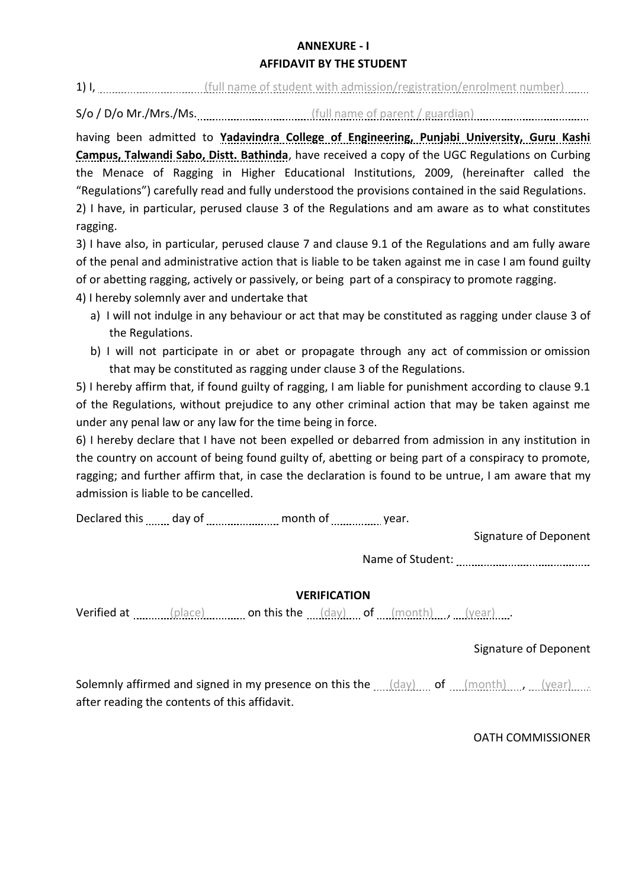## ANNEXURE - I

## AFFIDAVIT BY THE STUDENT

1) I, ............................(full name of student with admission/registration/enrolment number)........

S/o / D/o Mr./Mrs./Ms. ............................(full name of parent / guardian)............................

having been admitted to **Yadavindra College of Engineering, Punjabi University, Guru Kashi Campus, Talwandi Sabo, Distt. Bathinda**, have received a copy of the UGC Regulations on Curbing the Menace of Ragging in Higher Educational Institutions, 2009, (hereinafter called the "Regulations") carefully read and fully understood the provisions contained in the said Regulations.

2) I have, in particular, perused clause 3 of the Regulations and am aware as to what constitutes ragging.

3) I have also, in particular, perused clause 7 and clause 9.1 of the Regulations and am fully aware of the penal and administrative action that is liable to be taken against me in case I am found guilty of or abetting ragging, actively or passively, or being part of a conspiracy to promote ragging.

4) I hereby solemnly aver and undertake that

a) I will not indulge in any behaviour or act that may be constituted as ragging under clause 3 of the Regulations.

b) I will not participate in or abet or propagate through any act of commission or omission that may be constituted as ragging under clause 3 of the Regulations.

5) I hereby affirm that, if found guilty of ragging, I am liable for punishment according to clause 9.1 of the Regulations, without prejudice to any other criminal action that may be taken against me under any penal law or any law for the time being in force.

6) I hereby declare that I have not been expelled or debarred from admission in any institution in the country on account of being found guilty of, abetting or being part of a conspiracy to promote, ragging; and further affirm that, in case the declaration is found to be untrue, I am aware that my admission is liable to be cancelled.

Declared this ....... day of ..................... month of .............. year.

Signature of Deponent

Name of Student: ......................................

## VERIFICATION

Verified at ..........(place).......... on this the ....(day).... of ....(month)...., ....(year)....

Signature of Deponent

Solemnly affirmed and signed in my presence on this the ....(day).... of ....(month)...., ....(year).... after reading the contents of this affidavit.

OATH COMMISSIONER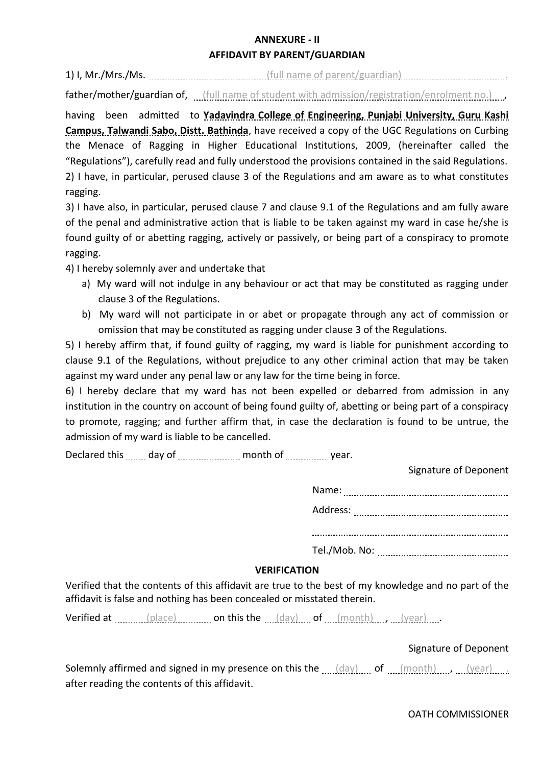## ANNEXURE - II

## AFFIDAVIT BY PARENT/GUARDIAN

1) I, Mr./Mrs./Ms. ............(full name of parent/guardian)............ father/mother/guardian of, ...(full name of student with admission/registration/enrolment no.)..., having been admitted to **Yadavindra College of Engineering, Punjabi University, Guru Kashi Campus, Talwandi Sabo, Distt. Bathinda**, have received a copy of the UGC Regulations on Curbing the Menace of Ragging in Higher Educational Institutions, 2009, (hereinafter called the "Regulations"), carefully read and fully understood the provisions contained in the said Regulations.

2) I have, in particular, perused clause 3 of the Regulations and am aware as to what constitutes ragging.

3) I have also, in particular, perused clause 7 and clause 9.1 of the Regulations and am fully aware of the penal and administrative action that is liable to be taken against my ward in case he/she is found guilty of or abetting ragging, actively or passively, or being part of a conspiracy to promote ragging.

4) I hereby solemnly aver and undertake that

a) My ward will not indulge in any behaviour or act that may be constituted as ragging under clause 3 of the Regulations.

b) My ward will not participate in or abet or propagate through any act of commission or omission that may be constituted as ragging under clause 3 of the Regulations.

5) I hereby affirm that, if found guilty of ragging, my ward is liable for punishment according to clause 9.1 of the Regulations, without prejudice to any other criminal action that may be taken against my ward under any penal law or any law for the time being in force.

6) I hereby declare that my ward has not been expelled or debarred from admission in any institution in the country on account of being found guilty of, abetting or being part of a conspiracy to promote, ragging; and further affirm that, in case the declaration is found to be untrue, the admission of my ward is liable to be cancelled.

Declared this ...... day of .................... month of .............. year.

Signature of Deponent

Name: ..........................................................

Address: ......................................................

..................................................................

Tel./Mob. No: ..............................................

### VERIFICATION

Verified that the contents of this affidavit are true to the best of my knowledge and no part of the affidavit is false and nothing has been concealed or misstated therein.

Verified at .......(place)....... on this the ...(day)... of ...(month)..., ...(year)....

Signature of Deponent

Solemnly affirmed and signed in my presence on this the ...(day)... of ...(month)..., ...(year)... after reading the contents of this affidavit.

OATH COMMISSIONER